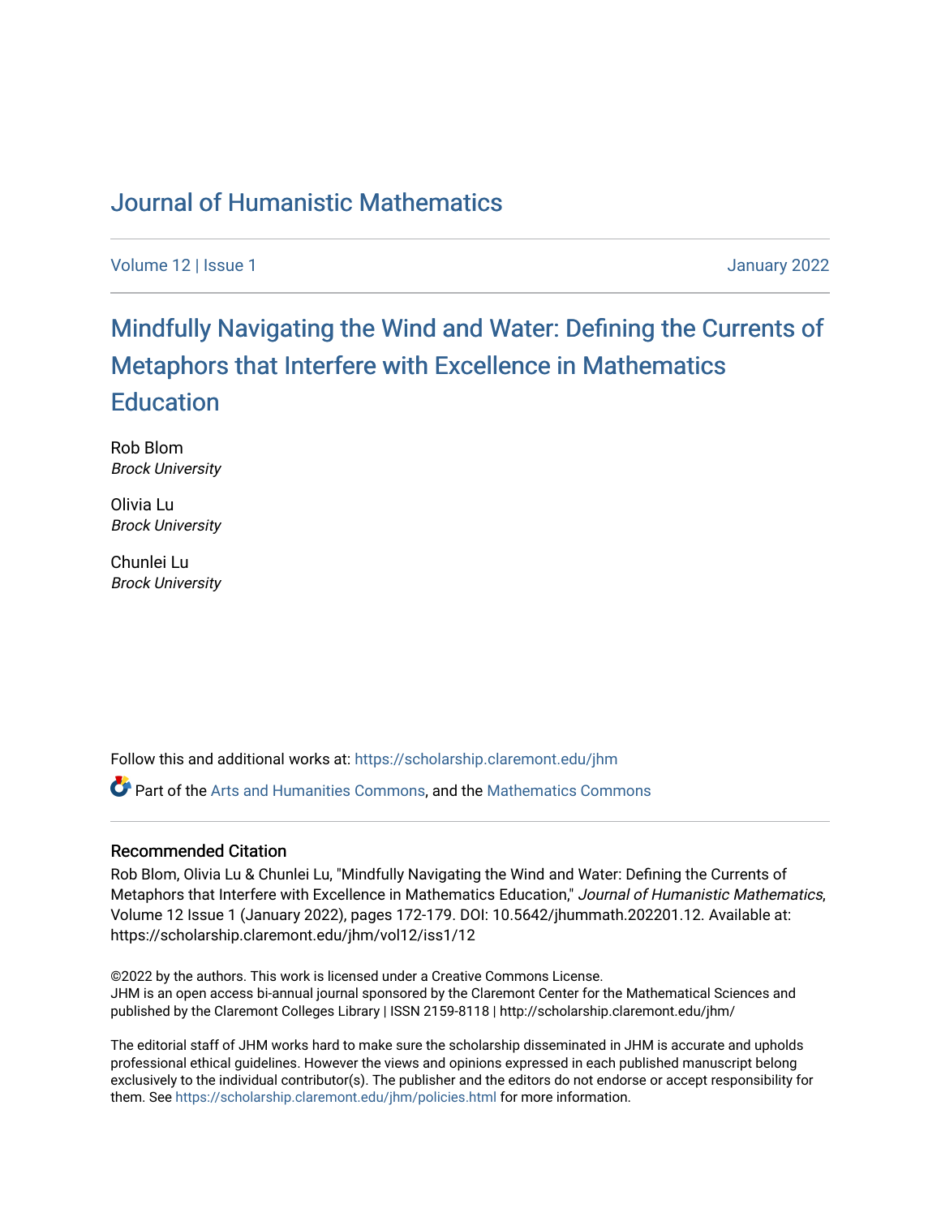# Journal of Humanistic Mathematics

Volume 12 | Issue 1 January 2022

## Mindfully Navigating the Wind and Water: Defining the Currents of Metaphors that Interfere with Excellence in Mathematics Education

Rob Blom
*Brock University*

Olivia Lu
*Brock University*

Chunlei Lu
*Brock University*

Follow this and additional works at: https://scholarship.claremont.edu/jhm

Part of the Arts and Humanities Commons, and the Mathematics Commons

### Recommended Citation

Rob Blom, Olivia Lu & Chunlei Lu, "Mindfully Navigating the Wind and Water: Defining the Currents of Metaphors that Interfere with Excellence in Mathematics Education," *Journal of Humanistic Mathematics*, Volume 12 Issue 1 (January 2022), pages 172-179. DOI: 10.5642/jhummath.202201.12. Available at: https://scholarship.claremont.edu/jhm/vol12/iss1/12

©2022 by the authors. This work is licensed under a Creative Commons License.
JHM is an open access bi-annual journal sponsored by the Claremont Center for the Mathematical Sciences and published by the Claremont Colleges Library | ISSN 2159-8118 | http://scholarship.claremont.edu/jhm/

The editorial staff of JHM works hard to make sure the scholarship disseminated in JHM is accurate and upholds professional ethical guidelines. However the views and opinions expressed in each published manuscript belong exclusively to the individual contributor(s). The publisher and the editors do not endorse or accept responsibility for them. See https://scholarship.claremont.edu/jhm/policies.html for more information.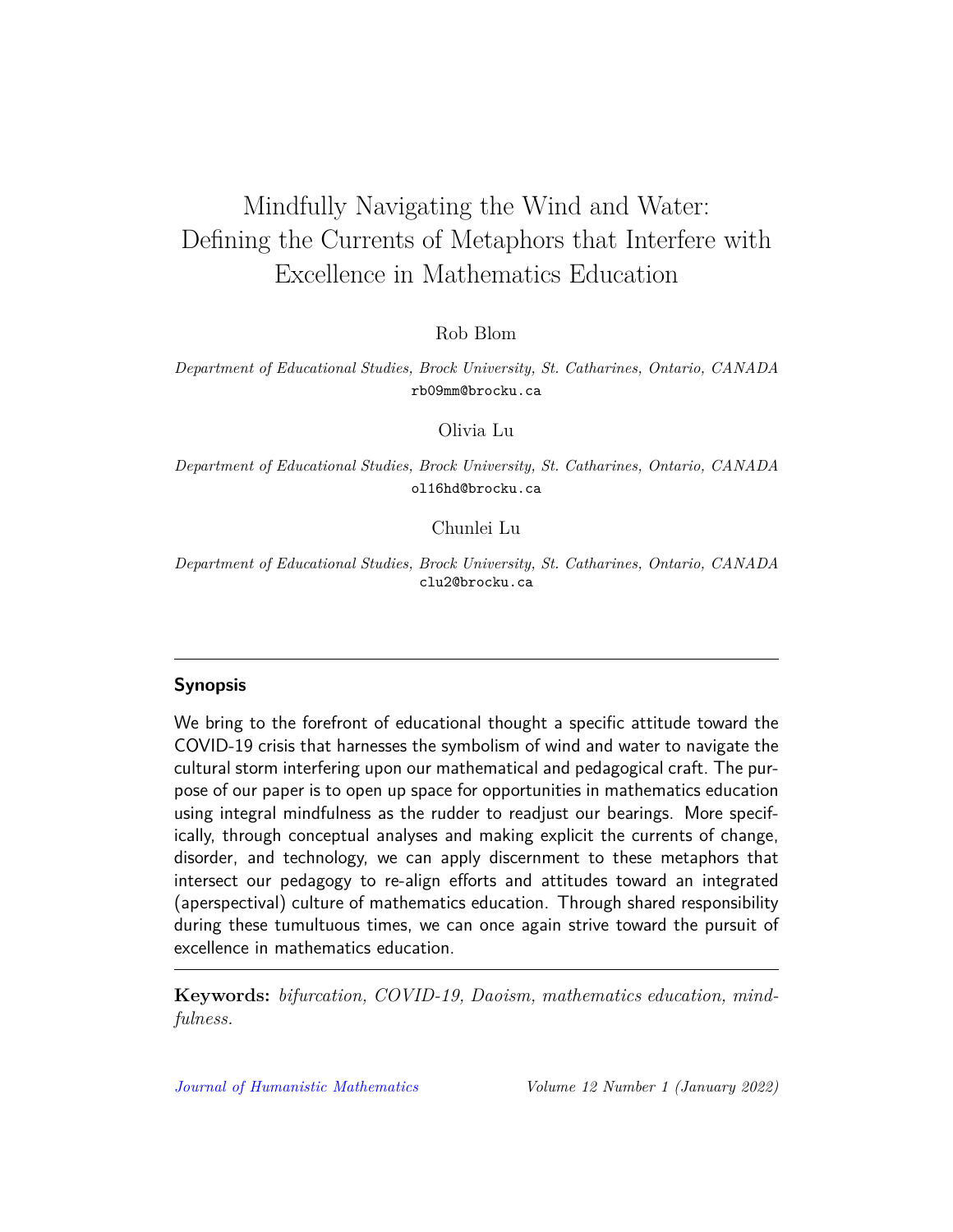# Mindfully Navigating the Wind and Water: Defining the Currents of Metaphors that Interfere with Excellence in Mathematics Education

Rob Blom

*Department of Educational Studies, Brock University, St. Catharines, Ontario, CANADA*
rb09mm@brocku.ca

Olivia Lu

*Department of Educational Studies, Brock University, St. Catharines, Ontario, CANADA*
ol16hd@brocku.ca

Chunlei Lu

*Department of Educational Studies, Brock University, St. Catharines, Ontario, CANADA*
clu2@brocku.ca

---

## Synopsis

We bring to the forefront of educational thought a specific attitude toward the COVID-19 crisis that harnesses the symbolism of wind and water to navigate the cultural storm interfering upon our mathematical and pedagogical craft. The purpose of our paper is to open up space for opportunities in mathematics education using integral mindfulness as the rudder to readjust our bearings. More specifically, through conceptual analyses and making explicit the currents of change, disorder, and technology, we can apply discernment to these metaphors that intersect our pedagogy to re-align efforts and attitudes toward an integrated (aperspectival) culture of mathematics education. Through shared responsibility during these tumultuous times, we can once again strive toward the pursuit of excellence in mathematics education.

---

**Keywords:** *bifurcation, COVID-19, Daoism, mathematics education, mindfulness.*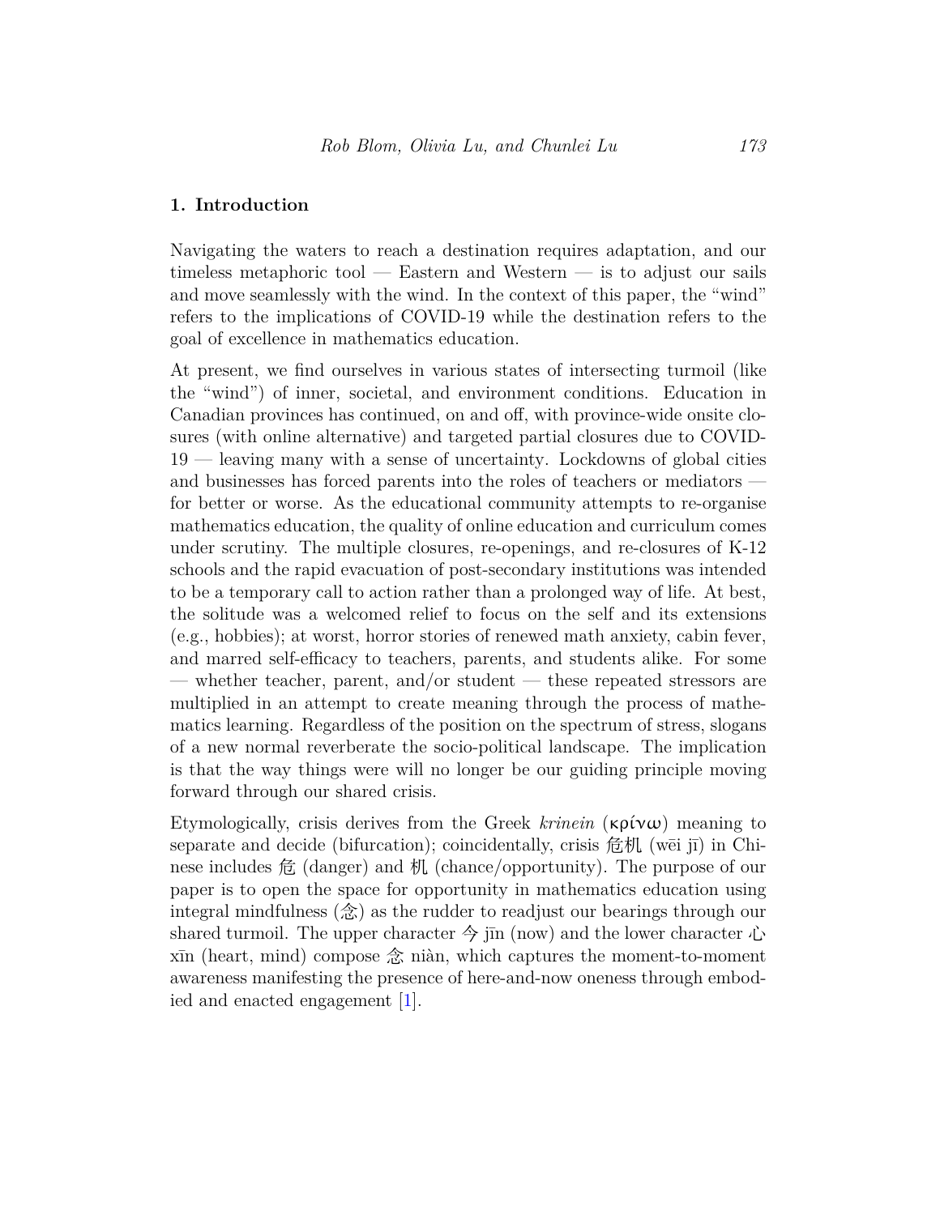## 1. Introduction

Navigating the waters to reach a destination requires adaptation, and our timeless metaphoric tool — Eastern and Western — is to adjust our sails and move seamlessly with the wind. In the context of this paper, the "wind" refers to the implications of COVID-19 while the destination refers to the goal of excellence in mathematics education.

At present, we find ourselves in various states of intersecting turmoil (like the "wind") of inner, societal, and environment conditions. Education in Canadian provinces has continued, on and off, with province-wide onsite closures (with online alternative) and targeted partial closures due to COVID-19 — leaving many with a sense of uncertainty. Lockdowns of global cities and businesses has forced parents into the roles of teachers or mediators — for better or worse. As the educational community attempts to re-organise mathematics education, the quality of online education and curriculum comes under scrutiny. The multiple closures, re-openings, and re-closures of K-12 schools and the rapid evacuation of post-secondary institutions was intended to be a temporary call to action rather than a prolonged way of life. At best, the solitude was a welcomed relief to focus on the self and its extensions (e.g., hobbies); at worst, horror stories of renewed math anxiety, cabin fever, and marred self-efficacy to teachers, parents, and students alike. For some — whether teacher, parent, and/or student — these repeated stressors are multiplied in an attempt to create meaning through the process of mathematics learning. Regardless of the position on the spectrum of stress, slogans of a new normal reverberate the socio-political landscape. The implication is that the way things were will no longer be our guiding principle moving forward through our shared crisis.

Etymologically, crisis derives from the Greek *krinein* (κρίνω) meaning to separate and decide (bifurcation); coincidentally, crisis 危机 (wēi jī) in Chinese includes 危 (danger) and 机 (chance/opportunity). The purpose of our paper is to open the space for opportunity in mathematics education using integral mindfulness (念) as the rudder to readjust our bearings through our shared turmoil. The upper character 今 jīn (now) and the lower character 心 xīn (heart, mind) compose 念 niàn, which captures the moment-to-moment awareness manifesting the presence of here-and-now oneness through embodied and enacted engagement [1].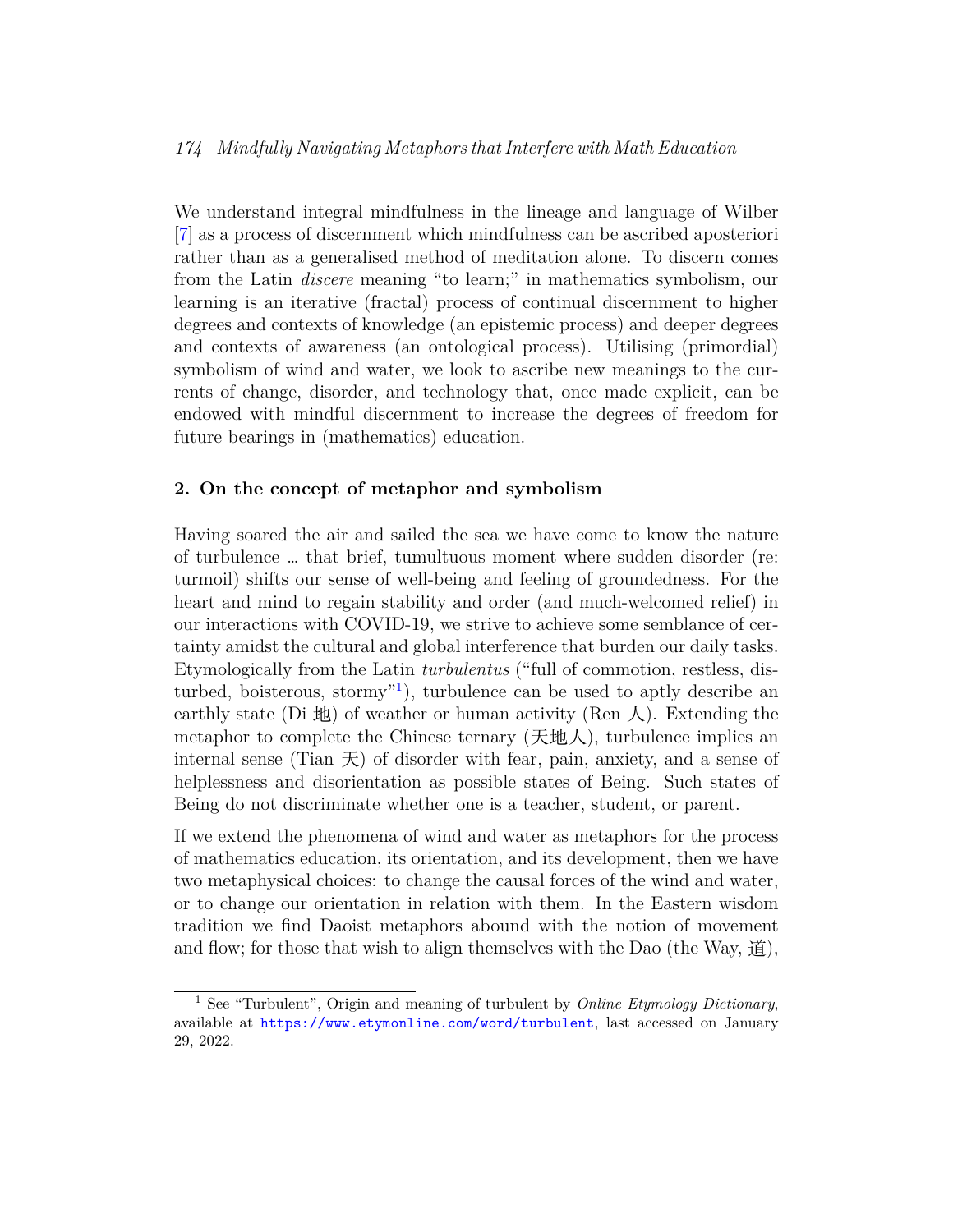We understand integral mindfulness in the lineage and language of Wilber [7] as a process of discernment which mindfulness can be ascribed aposteriori rather than as a generalised method of meditation alone. To discern comes from the Latin *discere* meaning "to learn;" in mathematics symbolism, our learning is an iterative (fractal) process of continual discernment to higher degrees and contexts of knowledge (an epistemic process) and deeper degrees and contexts of awareness (an ontological process). Utilising (primordial) symbolism of wind and water, we look to ascribe new meanings to the currents of change, disorder, and technology that, once made explicit, can be endowed with mindful discernment to increase the degrees of freedom for future bearings in (mathematics) education.

## 2. On the concept of metaphor and symbolism

Having soared the air and sailed the sea we have come to know the nature of turbulence … that brief, tumultuous moment where sudden disorder (re: turmoil) shifts our sense of well-being and feeling of groundedness. For the heart and mind to regain stability and order (and much-welcomed relief) in our interactions with COVID-19, we strive to achieve some semblance of certainty amidst the cultural and global interference that burden our daily tasks. Etymologically from the Latin *turbulentus* ("full of commotion, restless, disturbed, boisterous, stormy"[1]), turbulence can be used to aptly describe an earthly state (Di 地) of weather or human activity (Ren 人). Extending the metaphor to complete the Chinese ternary (天地人), turbulence implies an internal sense (Tian 天) of disorder with fear, pain, anxiety, and a sense of helplessness and disorientation as possible states of Being. Such states of Being do not discriminate whether one is a teacher, student, or parent.

If we extend the phenomena of wind and water as metaphors for the process of mathematics education, its orientation, and its development, then we have two metaphysical choices: to change the causal forces of the wind and water, or to change our orientation in relation with them. In the Eastern wisdom tradition we find Daoist metaphors abound with the notion of movement and flow; for those that wish to align themselves with the Dao (the Way, 道),

[1] See "Turbulent", Origin and meaning of turbulent by *Online Etymology Dictionary*, available at https://www.etymonline.com/word/turbulent, last accessed on January 29, 2022.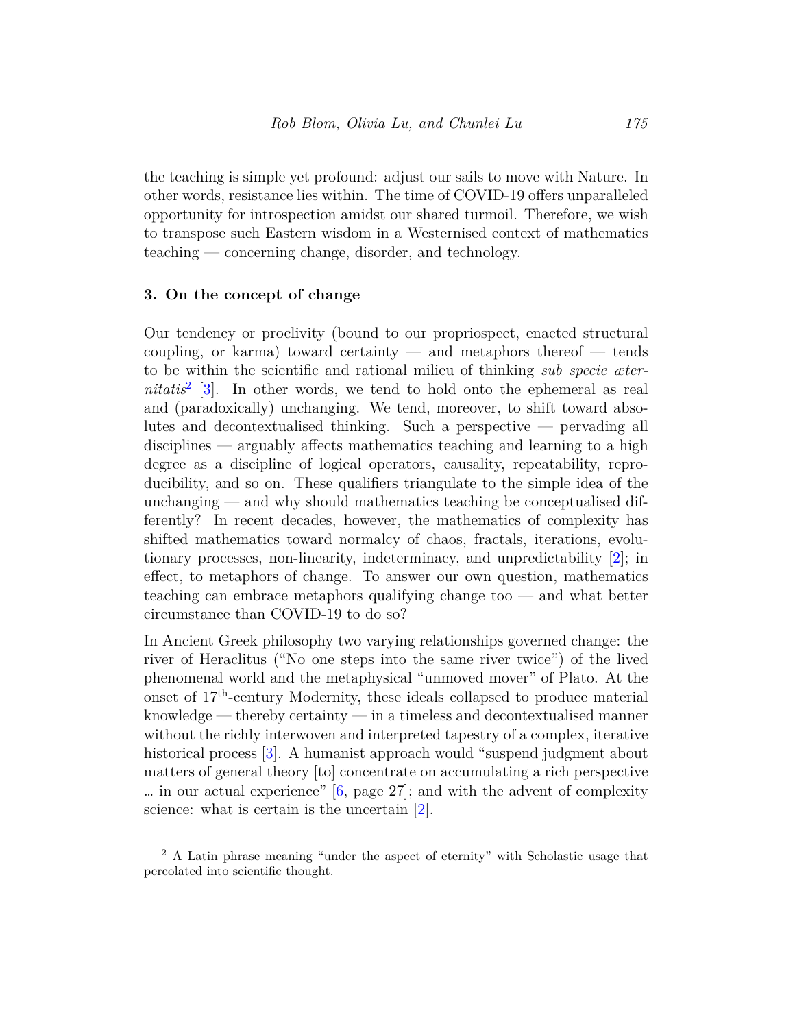the teaching is simple yet profound: adjust our sails to move with Nature. In other words, resistance lies within. The time of COVID-19 offers unparalleled opportunity for introspection amidst our shared turmoil. Therefore, we wish to transpose such Eastern wisdom in a Westernised context of mathematics teaching — concerning change, disorder, and technology.

## 3. On the concept of change

Our tendency or proclivity (bound to our propriospect, enacted structural coupling, or karma) toward certainty — and metaphors thereof — tends to be within the scientific and rational milieu of thinking *sub specie æternitatis*[2] [3]. In other words, we tend to hold onto the ephemeral as real and (paradoxically) unchanging. We tend, moreover, to shift toward absolutes and decontextualised thinking. Such a perspective — pervading all disciplines — arguably affects mathematics teaching and learning to a high degree as a discipline of logical operators, causality, repeatability, reproducibility, and so on. These qualifiers triangulate to the simple idea of the unchanging — and why should mathematics teaching be conceptualised differently? In recent decades, however, the mathematics of complexity has shifted mathematics toward normalcy of chaos, fractals, iterations, evolutionary processes, non-linearity, indeterminacy, and unpredictability [2]; in effect, to metaphors of change. To answer our own question, mathematics teaching can embrace metaphors qualifying change too — and what better circumstance than COVID-19 to do so?

In Ancient Greek philosophy two varying relationships governed change: the river of Heraclitus ("No one steps into the same river twice") of the lived phenomenal world and the metaphysical "unmoved mover" of Plato. At the onset of 17th-century Modernity, these ideals collapsed to produce material knowledge — thereby certainty — in a timeless and decontextualised manner without the richly interwoven and interpreted tapestry of a complex, iterative historical process [3]. A humanist approach would "suspend judgment about matters of general theory [to] concentrate on accumulating a rich perspective … in our actual experience" [6, page 27]; and with the advent of complexity science: what is certain is the uncertain [2].

[2] A Latin phrase meaning "under the aspect of eternity" with Scholastic usage that percolated into scientific thought.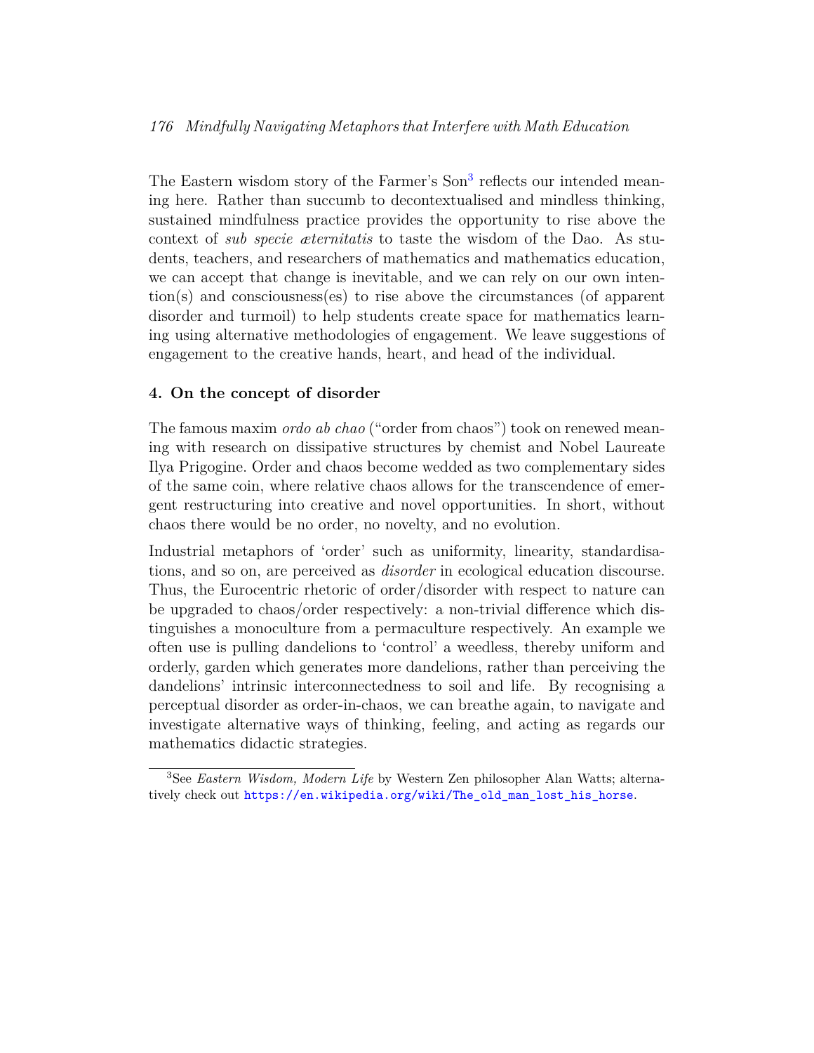The Eastern wisdom story of the Farmer's Son[3] reflects our intended meaning here. Rather than succumb to decontextualised and mindless thinking, sustained mindfulness practice provides the opportunity to rise above the context of *sub specie æternitatis* to taste the wisdom of the Dao. As students, teachers, and researchers of mathematics and mathematics education, we can accept that change is inevitable, and we can rely on our own intention(s) and consciousness(es) to rise above the circumstances (of apparent disorder and turmoil) to help students create space for mathematics learning using alternative methodologies of engagement. We leave suggestions of engagement to the creative hands, heart, and head of the individual.

## 4. On the concept of disorder

The famous maxim *ordo ab chao* ("order from chaos") took on renewed meaning with research on dissipative structures by chemist and Nobel Laureate Ilya Prigogine. Order and chaos become wedded as two complementary sides of the same coin, where relative chaos allows for the transcendence of emergent restructuring into creative and novel opportunities. In short, without chaos there would be no order, no novelty, and no evolution.

Industrial metaphors of 'order' such as uniformity, linearity, standardisations, and so on, are perceived as *disorder* in ecological education discourse. Thus, the Eurocentric rhetoric of order/disorder with respect to nature can be upgraded to chaos/order respectively: a non-trivial difference which distinguishes a monoculture from a permaculture respectively. An example we often use is pulling dandelions to 'control' a weedless, thereby uniform and orderly, garden which generates more dandelions, rather than perceiving the dandelions' intrinsic interconnectedness to soil and life. By recognising a perceptual disorder as order-in-chaos, we can breathe again, to navigate and investigate alternative ways of thinking, feeling, and acting as regards our mathematics didactic strategies.

[3] See *Eastern Wisdom, Modern Life* by Western Zen philosopher Alan Watts; alternatively check out https://en.wikipedia.org/wiki/The_old_man_lost_his_horse.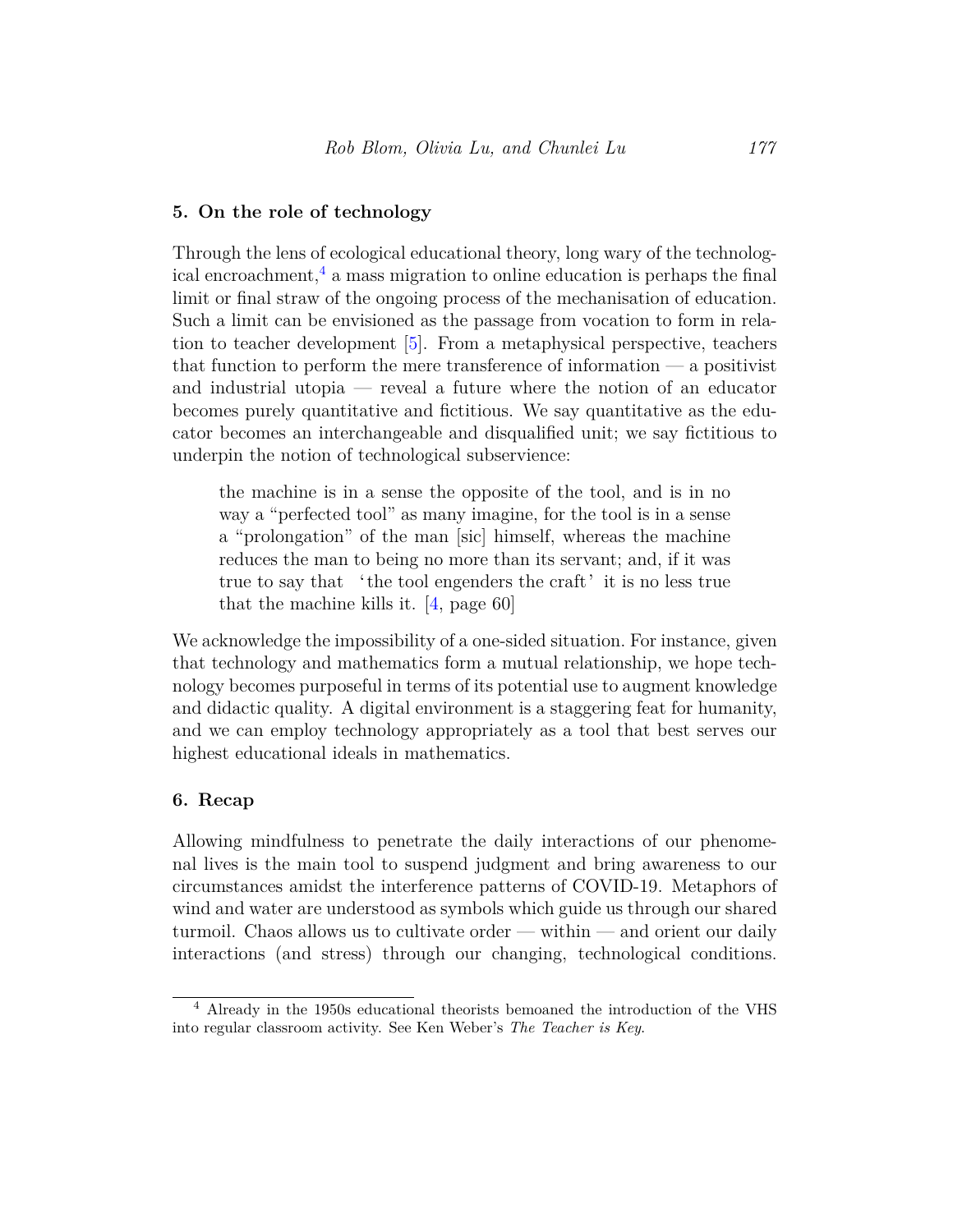## 5. On the role of technology

Through the lens of ecological educational theory, long wary of the technological encroachment,[4] a mass migration to online education is perhaps the final limit or final straw of the ongoing process of the mechanisation of education. Such a limit can be envisioned as the passage from vocation to form in relation to teacher development [5]. From a metaphysical perspective, teachers that function to perform the mere transference of information — a positivist and industrial utopia — reveal a future where the notion of an educator becomes purely quantitative and fictitious. We say quantitative as the educator becomes an interchangeable and disqualified unit; we say fictitious to underpin the notion of technological subservience:

> the machine is in a sense the opposite of the tool, and is in no way a "perfected tool" as many imagine, for the tool is in a sense a "prolongation" of the man [sic] himself, whereas the machine reduces the man to being no more than its servant; and, if it was true to say that 'the tool engenders the craft' it is no less true that the machine kills it. [4, page 60]

We acknowledge the impossibility of a one-sided situation. For instance, given that technology and mathematics form a mutual relationship, we hope technology becomes purposeful in terms of its potential use to augment knowledge and didactic quality. A digital environment is a staggering feat for humanity, and we can employ technology appropriately as a tool that best serves our highest educational ideals in mathematics.

## 6. Recap

Allowing mindfulness to penetrate the daily interactions of our phenomenal lives is the main tool to suspend judgment and bring awareness to our circumstances amidst the interference patterns of COVID-19. Metaphors of wind and water are understood as symbols which guide us through our shared turmoil. Chaos allows us to cultivate order — within — and orient our daily interactions (and stress) through our changing, technological conditions.

[4] Already in the 1950s educational theorists bemoaned the introduction of the VHS into regular classroom activity. See Ken Weber's *The Teacher is Key*.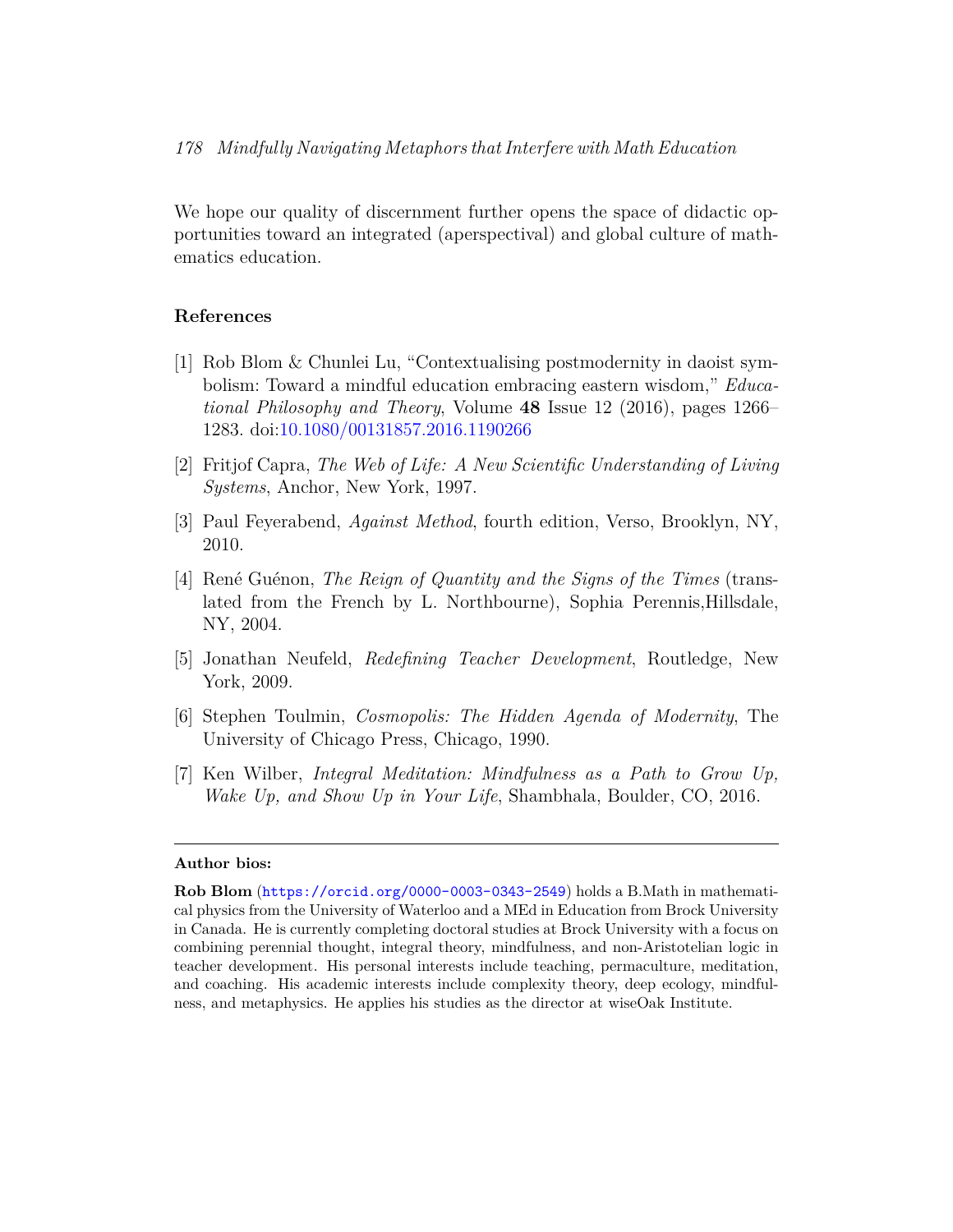We hope our quality of discernment further opens the space of didactic opportunities toward an integrated (aperspectival) and global culture of mathematics education.

## References

[1] Rob Blom & Chunlei Lu, "Contextualising postmodernity in daoist symbolism: Toward a mindful education embracing eastern wisdom," *Educational Philosophy and Theory*, Volume **48** Issue 12 (2016), pages 1266–1283. doi:10.1080/00131857.2016.1190266

[2] Fritjof Capra, *The Web of Life: A New Scientific Understanding of Living Systems*, Anchor, New York, 1997.

[3] Paul Feyerabend, *Against Method*, fourth edition, Verso, Brooklyn, NY, 2010.

[4] René Guénon, *The Reign of Quantity and the Signs of the Times* (translated from the French by L. Northbourne), Sophia Perennis,Hillsdale, NY, 2004.

[5] Jonathan Neufeld, *Redefining Teacher Development*, Routledge, New York, 2009.

[6] Stephen Toulmin, *Cosmopolis: The Hidden Agenda of Modernity*, The University of Chicago Press, Chicago, 1990.

[7] Ken Wilber, *Integral Meditation: Mindfulness as a Path to Grow Up, Wake Up, and Show Up in Your Life*, Shambhala, Boulder, CO, 2016.

---

**Author bios:**

**Rob Blom** (https://orcid.org/0000-0003-0343-2549) holds a B.Math in mathematical physics from the University of Waterloo and a MEd in Education from Brock University in Canada. He is currently completing doctoral studies at Brock University with a focus on combining perennial thought, integral theory, mindfulness, and non-Aristotelian logic in teacher development. His personal interests include teaching, permaculture, meditation, and coaching. His academic interests include complexity theory, deep ecology, mindfulness, and metaphysics. He applies his studies as the director at wiseOak Institute.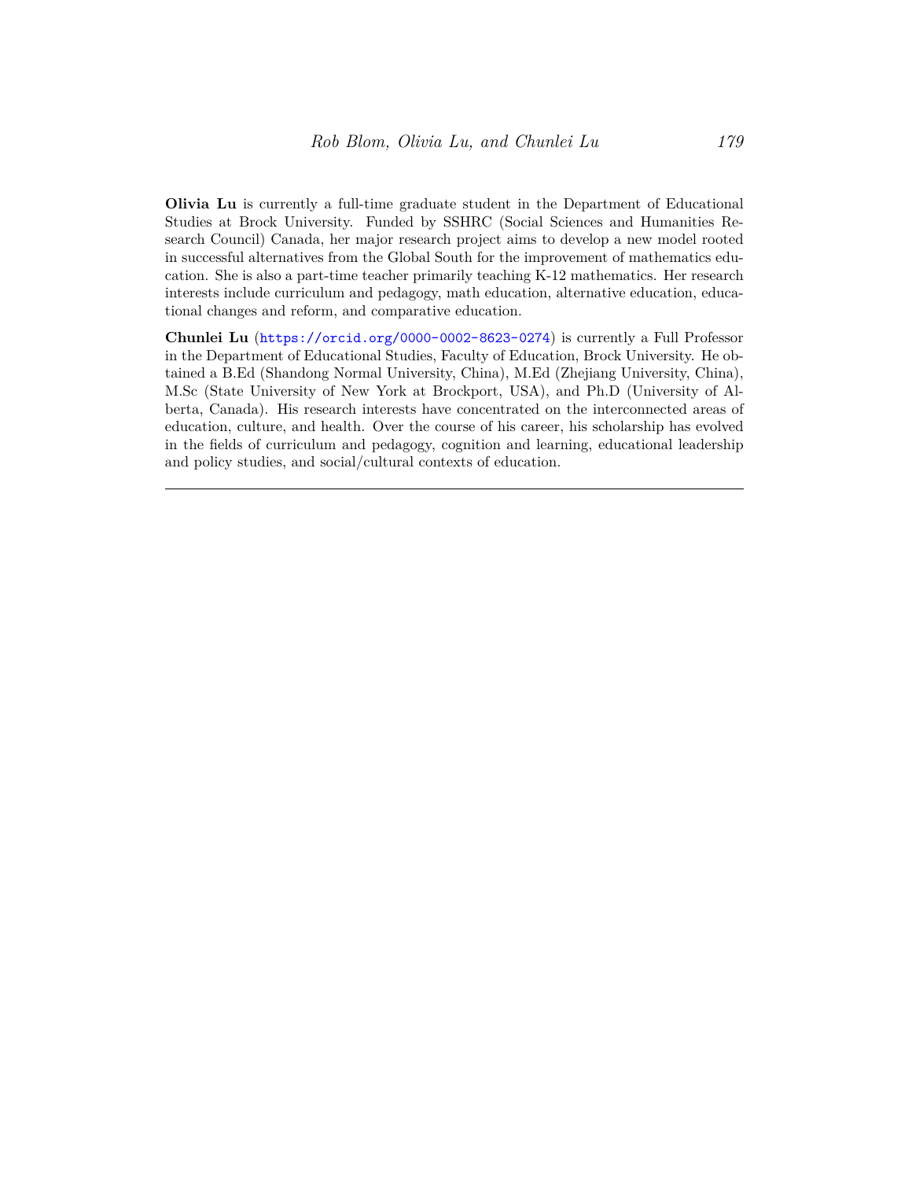**Olivia Lu** is currently a full-time graduate student in the Department of Educational Studies at Brock University. Funded by SSHRC (Social Sciences and Humanities Research Council) Canada, her major research project aims to develop a new model rooted in successful alternatives from the Global South for the improvement of mathematics education. She is also a part-time teacher primarily teaching K-12 mathematics. Her research interests include curriculum and pedagogy, math education, alternative education, educational changes and reform, and comparative education.

**Chunlei Lu** (https://orcid.org/0000-0002-8623-0274) is currently a Full Professor in the Department of Educational Studies, Faculty of Education, Brock University. He obtained a B.Ed (Shandong Normal University, China), M.Ed (Zhejiang University, China), M.Sc (State University of New York at Brockport, USA), and Ph.D (University of Alberta, Canada). His research interests have concentrated on the interconnected areas of education, culture, and health. Over the course of his career, his scholarship has evolved in the fields of curriculum and pedagogy, cognition and learning, educational leadership and policy studies, and social/cultural contexts of education.

---